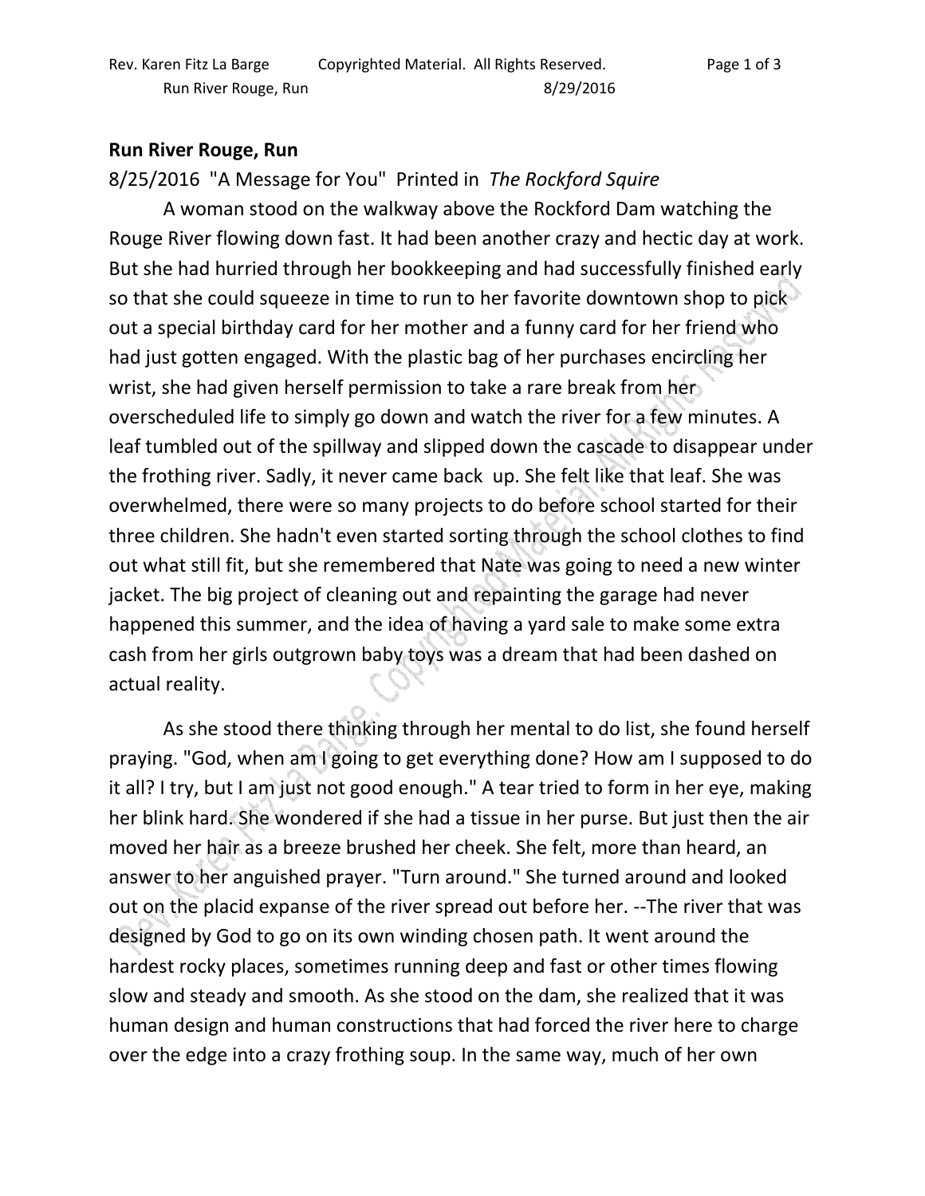**Run River Rouge, Run**

8/25/2016 "A Message for You" Printed in *The Rockford Squire*

A woman stood on the walkway above the Rockford Dam watching the Rouge River flowing down fast. It had been another crazy and hectic day at work. But she had hurried through her bookkeeping and had successfully finished early so that she could squeeze in time to run to her favorite downtown shop to pick out a special birthday card for her mother and a funny card for her friend who had just gotten engaged. With the plastic bag of her purchases encircling her wrist, she had given herself permission to take a rare break from her overscheduled life to simply go down and watch the river for a few minutes. A leaf tumbled out of the spillway and slipped down the cascade to disappear under the frothing river. Sadly, it never came back up. She felt like that leaf. She was overwhelmed, there were so many projects to do before school started for their three children. She hadn't even started sorting through the school clothes to find out what still fit, but she remembered that Nate was going to need a new winter jacket. The big project of cleaning out and repainting the garage had never happened this summer, and the idea of having a yard sale to make some extra cash from her girls outgrown baby toys was a dream that had been dashed on actual reality.

As she stood there thinking through her mental to do list, she found herself praying. "God, when am I going to get everything done? How am I supposed to do it all? I try, but I am just not good enough." A tear tried to form in her eye, making her blink hard. She wondered if she had a tissue in her purse. But just then the air moved her hair as a breeze brushed her cheek. She felt, more than heard, an answer to her anguished prayer. "Turn around." She turned around and looked out on the placid expanse of the river spread out before her. --The river that was designed by God to go on its own winding chosen path. It went around the hardest rocky places, sometimes running deep and fast or other times flowing slow and steady and smooth. As she stood on the dam, she realized that it was human design and human constructions that had forced the river here to charge over the edge into a crazy frothing soup. In the same way, much of her own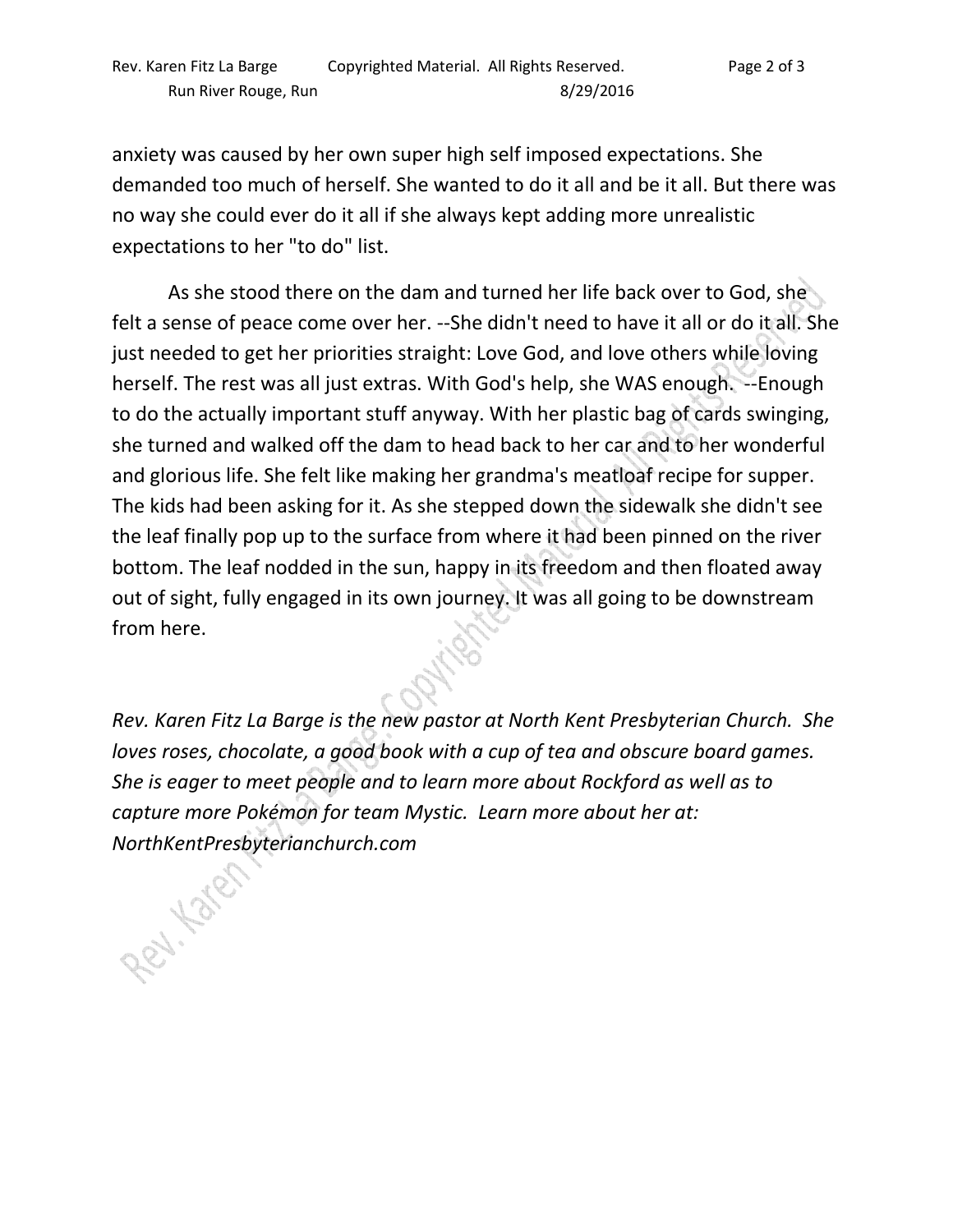anxiety was caused by her own super high self imposed expectations. She demanded too much of herself. She wanted to do it all and be it all. But there was no way she could ever do it all if she always kept adding more unrealistic expectations to her "to do" list.

As she stood there on the dam and turned her life back over to God, she felt a sense of peace come over her. --She didn't need to have it all or do it all. She just needed to get her priorities straight: Love God, and love others while loving herself. The rest was all just extras. With God's help, she WAS enough. --Enough to do the actually important stuff anyway. With her plastic bag of cards swinging, she turned and walked off the dam to head back to her car and to her wonderful and glorious life. She felt like making her grandma's meatloaf recipe for supper. The kids had been asking for it. As she stepped down the sidewalk she didn't see the leaf finally pop up to the surface from where it had been pinned on the river bottom. The leaf nodded in the sun, happy in its freedom and then floated away out of sight, fully engaged in its own journey. It was all going to be downstream from here.

*Rev. Karen Fitz La Barge is the new pastor at North Kent Presbyterian Church. She loves roses, chocolate, a good book with a cup of tea and obscure board games. She is eager to meet people and to learn more about Rockford as well as to capture more Pokémon for team Mystic. Learn more about her at: NorthKentPresbyterianchurch.com*